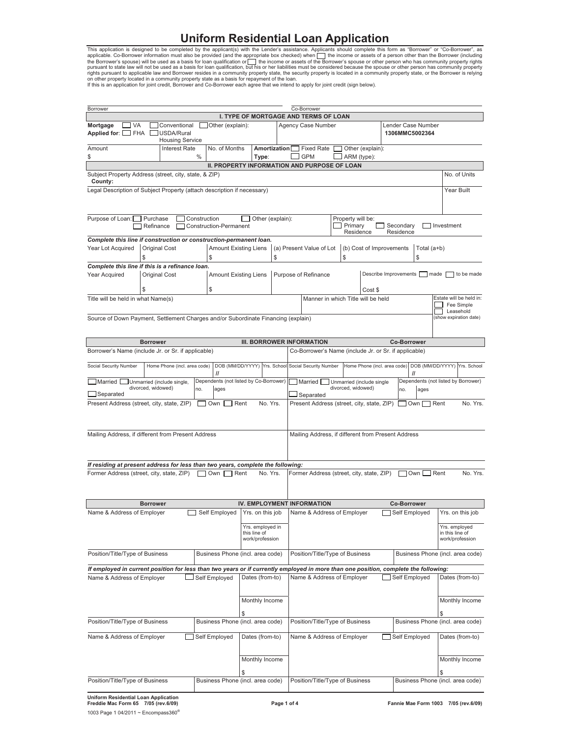# Uniform Residential Loan Application

This application is designed to be completed by the applicant(s) with the Lender's assistance. Applicants should complete this form as "Borrower" or "Co-Borrower", as applicable. Co-Borrower information must also be provided (and the appropriate box checked) when ☐ the income or assets of a person other than the Borrower (including the Borrower's spouse) will be used as a basis for loan qualification or ☐ the income or assets of the Borrower's spouse or other person who has community property rights pursuant to state law will not be used as a basis for loan qualification, but his or her liabilities must be considered because the spouse or other person has community property rights pursuant to applicable law and Borrower resides in a community property state, the security property is located in a community property state, or the Borrower is relying on other property located in a community property state as a basis for repayment of the loan.

If this is an application for joint credit, Borrower and Co-Borrower each agree that we intend to apply for joint credit (sign below).

Borrower | Co-Borrower

## I. TYPE OF MORTGAGE AND TERMS OF LOAN

| | | | |
|---|---|---|---|
| Mortgage Applied for: ☐ VA ☐ FHA ☐ Conventional ☐ USDA/Rural Housing Service ☐ Other (explain): | | Agency Case Number | Lender Case Number 1306MMC5002364 |
| Amount $ | Interest Rate % | No. of Months | Amortization Type: ☐ Fixed Rate ☐ GPM ☐ Other (explain): ☐ ARM (type): |

## II. PROPERTY INFORMATION AND PURPOSE OF LOAN

| | |
|---|---|
| Subject Property Address (street, city, state, & ZIP) County: | No. of Units |
| Legal Description of Subject Property (attach description if necessary) | Year Built |

Purpose of Loan: ☐ Purchase ☐ Refinance ☐ Construction ☐ Construction-Permanent ☐ Other (explain):

Property will be: ☐ Primary Residence ☐ Secondary Residence ☐ Investment

***Complete this line if construction or construction-permanent loan.***

| Year Lot Acquired | Original Cost | Amount Existing Liens | (a) Present Value of Lot | (b) Cost of Improvements | Total (a+b) |
|---|---|---|---|---|---|
| | $ | $ | $ | $ | $ |

***Complete this line if this is a refinance loan.***

| Year Acquired | Original Cost | Amount Existing Liens | Purpose of Refinance | Describe Improvements ☐ made ☐ to be made |
|---|---|---|---|---|
| | $ | $ | | Cost $ |

| | | |
|---|---|---|
| Title will be held in what Name(s) | Manner in which Title will be held | Estate will be held in: ☐ Fee Simple ☐ Leasehold (show expiration date) |
| Source of Down Payment, Settlement Charges and/or Subordinate Financing (explain) | | |

## III. BORROWER INFORMATION

| Borrower | | | | Co-Borrower | | | |
|---|---|---|---|---|---|---|---|
| Borrower's Name (include Jr. or Sr. if applicable) | | | | Co-Borrower's Name (include Jr. or Sr. if applicable) | | | |
| Social Security Number | Home Phone (incl. area code) | DOB (MM/DD/YYYY) // | Yrs. School | Social Security Number | Home Phone (incl. area code) | DOB (MM/DD/YYYY) // | Yrs. School |
| ☐ Married ☐ Unmarried (include single, divorced, widowed) ☐ Separated | | Dependents (not listed by Co-Borrower) no. ages | | ☐ Married ☐ Unmarried (include single divorced, widowed) ☐ Separated | | Dependents (not listed by Borrower) no. ages | |
| Present Address (street, city, state, ZIP) | ☐ Own ☐ Rent | | No. Yrs. | Present Address (street, city, state, ZIP) | ☐ Own ☐ Rent | | No. Yrs. |
| Mailing Address, if different from Present Address | | | | Mailing Address, if different from Present Address | | | |

***If residing at present address for less than two years, complete the following:***

| | | | | | |
|---|---|---|---|---|---|
| Former Address (street, city, state, ZIP) | ☐ Own ☐ Rent | No. Yrs. | Former Address (street, city, state, ZIP) | ☐ Own ☐ Rent | No. Yrs. |

## IV. EMPLOYMENT INFORMATION

| Borrower | | | Co-Borrower | | |
|---|---|---|---|---|---|
| Name & Address of Employer | ☐ Self Employed | Yrs. on this job | Name & Address of Employer | ☐ Self Employed | Yrs. on this job |
| | | Yrs. employed in this line of work/profession | | | Yrs. employed in this line of work/profession |
| Position/Title/Type of Business | Business Phone (incl. area code) | | Position/Title/Type of Business | Business Phone (incl. area code) | |

***If employed in current position for less than two years or if currently employed in more than one position, complete the following:***

| | | | | | |
|---|---|---|---|---|---|
| Name & Address of Employer | ☐ Self Employed | Dates (from-to) | Name & Address of Employer | ☐ Self Employed | Dates (from-to) |
| | | Monthly Income $ | | | Monthly Income $ |
| Position/Title/Type of Business | Business Phone (incl. area code) | | Position/Title/Type of Business | Business Phone (incl. area code) | |
| Name & Address of Employer | ☐ Self Employed | Dates (from-to) | Name & Address of Employer | ☐ Self Employed | Dates (from-to) |
| | | Monthly Income $ | | | Monthly Income $ |
| Position/Title/Type of Business | Business Phone (incl. area code) | | Position/Title/Type of Business | Business Phone (incl. area code) | |

**Uniform Residential Loan Application**
**Freddie Mac Form 65 7/05 (rev.6/09)** | **Fannie Mae Form 1003 7/05 (rev.6/09)**

1003 Page 1 04/2011 ~ Encompass360®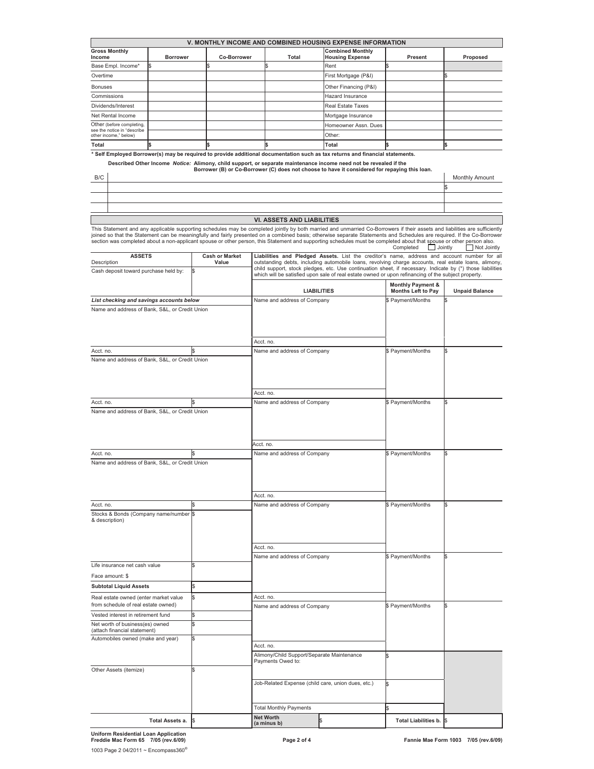## V. MONTHLY INCOME AND COMBINED HOUSING EXPENSE INFORMATION

| Gross Monthly Income | Borrower | Co-Borrower | Total | Combined Monthly Housing Expense | Present | Proposed |
|---|---|---|---|---|---|---|
| Base Empl. Income* | $ | $ | $ | Rent | $ | |
| Overtime | | | | First Mortgage (P&I) | | $ |
| Bonuses | | | | Other Financing (P&I) | | |
| Commissions | | | | Hazard Insurance | | |
| Dividends/Interest | | | | Real Estate Taxes | | |
| Net Rental Income | | | | Mortgage Insurance | | |
| Other (before completing, see the notice in "describe other income," below) | | | | Homeowner Assn. Dues | | |
| | | | | Other: | | |
| Total | $ | $ | $ | Total | $ | $ |

**\* Self Employed Borrower(s) may be required to provide additional documentation such as tax returns and financial statements.**

**Described Other Income** ***Notice:*** **Alimony, child support, or separate maintenance income need not be revealed if the Borrower (B) or Co-Borrower (C) does not choose to have it considered for repaying this loan.**

| B/C | | Monthly Amount |
|---|---|---|
| | | $ |
| | | |
| | | |

## VI. ASSETS AND LIABILITIES

This Statement and any applicable supporting schedules may be completed jointly by both married and unmarried Co-Borrowers if their assets and liabilities are sufficiently joined so that the Statement can be meaningfully and fairly presented on a combined basis; otherwise separate Statements and Schedules are required. If the Co-Borrower section was completed about a non-applicant spouse or other person, this Statement and supporting schedules must be completed about that spouse or other person also.

Completed ☐ Jointly ☐ Not Jointly

| ASSETS Description | Cash or Market Value |
|---|---|
| Cash deposit toward purchase held by: | $ |
| ***List checking and savings accounts below*** | |
| Name and address of Bank, S&L, or Credit Union | |
| Acct. no. | $ |
| Name and address of Bank, S&L, or Credit Union | |
| Acct. no. | $ |
| Name and address of Bank, S&L, or Credit Union | |
| Acct. no. | $ |
| Name and address of Bank, S&L, or Credit Union | |
| Acct. no. | $ |
| Stocks & Bonds (Company name/number & description) | $ |
| Life insurance net cash value | $ |
| Face amount: $ | |
| **Subtotal Liquid Assets** | $ |
| Real estate owned (enter market value from schedule of real estate owned) | $ |
| Vested interest in retirement fund | $ |
| Net worth of business(es) owned (attach financial statement) | $ |
| Automobiles owned (make and year) | $ |
| Other Assets (itemize) | $ |
| **Total Assets a.** | $ |

**Liabilities and Pledged Assets.** List the creditor's name, address and account number for all outstanding debts, including automobile loans, revolving charge accounts, real estate loans, alimony, child support, stock pledges, etc. Use continuation sheet, if necessary. Indicate by (\*) those liabilities which will be satisfied upon sale of real estate owned or upon refinancing of the subject property.

| LIABILITIES | Monthly Payment & Months Left to Pay | Unpaid Balance |
|---|---|---|
| Name and address of Company | $ Payment/Months | $ |
| Acct. no. | | |
| Name and address of Company | $ Payment/Months | $ |
| Acct. no. | | |
| Name and address of Company | $ Payment/Months | $ |
| Acct. no. | | |
| Name and address of Company | $ Payment/Months | $ |
| Acct. no. | | |
| Name and address of Company | $ Payment/Months | $ |
| Acct. no. | | |
| Name and address of Company | $ Payment/Months | $ |
| Acct. no. | | |
| Name and address of Company | $ Payment/Months | $ |
| Acct. no. | | |
| Alimony/Child Support/Separate Maintenance Payments Owed to: | $ | |
| Job-Related Expense (child care, union dues, etc.) | $ | |
| Total Monthly Payments | $ | |
| **Net Worth (a minus b)** $ | **Total Liabilities b.** | $ |

Uniform Residential Loan Application
Freddie Mac Form 65 7/05 (rev.6/09)

Fannie Mae Form 1003 7/05 (rev.6/09)

1003 Page 2 04/2011 ~ Encompass360®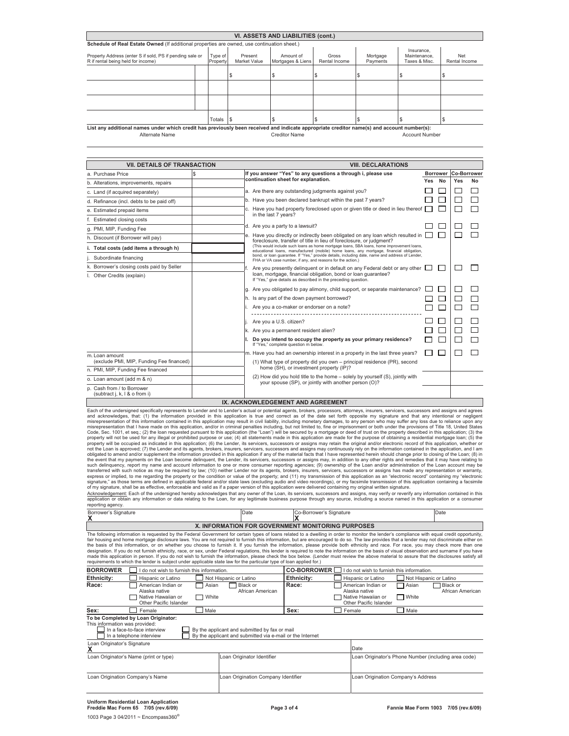## VI. ASSETS AND LIABILITIES (cont.)

**Schedule of Real Estate Owned** (If additional properties are owned, use continuation sheet.)

| Property Address (enter S if sold, PS if pending sale or R if rental being held for income) | | Type of Property | Present Market Value | Amount of Mortgages & Liens | Gross Rental Income | Mortgage Payments | Insurance, Maintenance, Taxes & Misc. | Net Rental Income |
|---|---|---|---|---|---|---|---|---|
| | | | $ | $ | $ | $ | $ | $ |
| | | | | | | | | |
| | | | | | | | | |
| | | Totals | $ | $ | $ | $ | $ | $ |

**List any additional names under which credit has previously been received and indicate appropriate creditor name(s) and account number(s):**

| Alternate Name | Creditor Name | Account Number |
|---|---|---|
| | | |

## VII. DETAILS OF TRANSACTION

| | |
|---|---|
| a. Purchase Price | $ |
| b. Alterations, improvements, repairs | |
| c. Land (if acquired separately) | |
| d. Refinance (incl. debts to be paid off) | |
| e. Estimated prepaid items | |
| f. Estimated closing costs | |
| g. PMI, MIP, Funding Fee | |
| h. Discount (if Borrower will pay) | |
| **i. Total costs (add items a through h)** | |
| j. Subordinate financing | |
| k. Borrower's closing costs paid by Seller | |
| l. Other Credits (explain) | |
| m. Loan amount (exclude PMI, MIP, Funding Fee financed) | |
| n. PMI, MIP, Funding Fee financed | |
| o. Loan amount (add m & n) | |
| p. Cash from / to Borrower (subtract j, k, l & o from i) | |

## VIII. DECLARATIONS

| **If you answer "Yes" to any questions a through i, please use continuation sheet for explanation.** | Borrower Yes | Borrower No | Co-Borrower Yes | Co-Borrower No |
|---|---|---|---|---|
| a. Are there any outstanding judgments against you? | ☐ | ☐ | ☐ | ☐ |
| b. Have you been declared bankrupt within the past 7 years? | ☐ | ☐ | ☐ | ☐ |
| c. Have you had property foreclosed upon or given title or deed in lieu thereof in the last 7 years? | ☐ | ☐ | ☐ | ☐ |
| d. Are you a party to a lawsuit? | ☐ | ☐ | ☐ | ☐ |
| e. Have you directly or indirectly been obligated on any loan which resulted in foreclosure, transfer of title in lieu of foreclosure, or judgment? (This would include such loans as home mortgage loans, SBA loans, home improvement loans, educational loans, manufactured (mobile) home loans, any mortgage, financial obligation, bond, or loan guarantee. If "Yes," provide details, including date, name and address of Lender, FHA or VA case number, if any, and reasons for the action.) | ☐ | ☐ | ☐ | ☐ |
| f. Are you presently delinquent or in default on any Federal debt or any other loan, mortgage, financial obligation, bond or loan guarantee? If "Yes," give details as described in the preceding question. | ☐ | ☐ | ☐ | ☐ |
| g. Are you obligated to pay alimony, child support, or separate maintenance? | ☐ | ☐ | ☐ | ☐ |
| h. Is any part of the down payment borrowed? | ☐ | ☐ | ☐ | ☐ |
| i. Are you a co-maker or endorser on a note? | ☐ | ☐ | ☐ | ☐ |
| j. Are you a U.S. citizen? | ☐ | ☐ | ☐ | ☐ |
| k. Are you a permanent resident alien? | ☐ | ☐ | ☐ | ☐ |
| **l. Do you intend to occupy the property as your primary residence?** If "Yes," complete question m below. | ☐ | ☐ | ☐ | ☐ |
| m. Have you had an ownership interest in a property in the last three years? | ☐ | ☐ | ☐ | ☐ |
| (1) What type of property did you own – principal residence (PR), second home (SH), or investment property (IP)? | | | | |
| (2) How did you hold title to the home – solely by yourself (S), jointly with your spouse (SP), or jointly with another person (O)? | | | | |

## IX. ACKNOWLEDGEMENT AND AGREEMENT

Each of the undersigned specifically represents to Lender and to Lender's actual or potential agents, brokers, processors, attorneys, insurers, servicers, successors and assigns and agrees and acknowledges, that: (1) the information provided in this application is true and correct as of the date set forth opposite my signature and that any intentional or negligent misrepresentation of this information contained in this application may result in civil liability, including monetary damages, to any person who may suffer any loss due to reliance upon any misrepresentation that I have made on this application, and/or in criminal penalties including, but not limited to, fine or imprisonment or both under the provisions of Title 18, United States Code, Sec. 1001, et seq.; (2) the loan requested pursuant to this application (the "Loan") will be secured by a mortgage or deed of trust on the property described in this application; (3) the property will not be used for any illegal or prohibited purpose or use; (4) all statements made in this application are made for the purpose of obtaining a residential mortgage loan; (5) the property will be occupied as indicated in this application; (6) the Lender, its servicers, successors or assigns may retain the original and/or electronic record of this application, whether or not the Loan is approved; (7) the Lender and its agents, brokers, insurers, servicers, successors and assigns may continuously rely on the information contained in the application, and I am obligated to amend and/or supplement the information provided in this application if any of the material facts that I have represented herein should change prior to closing of the Loan; (8) in the event that my payments on the Loan become delinquent, the Lender, its servicers, successors or assigns may, in addition to any other rights and remedies that it may have relating to such delinquency, report my name and account information to one or more consumer reporting agencies; (9) ownership of the Loan and/or administration of the Loan account may be transferred with such notice as may be required by law; (10) neither Lender nor its agents, brokers, insurers, servicers, successors or assigns has made any representation or warranty, express or implied, to me regarding the property or the condition or value of the property; and (11) my transmission of this application as an "electronic record" containing my "electronic signature," as those terms are defined in applicable federal and/or state laws (excluding audio and video recordings), or my facsimile transmission of this application containing a facsimile of my signature, shall be as effective, enforceable and valid as if a paper version of this application were delivered containing my original written signature.

Acknowledgement: Each of the undersigned hereby acknowledges that any owner of the Loan, its servicers, successors and assigns, may verify or reverify any information contained in this application or obtain any information or data relating to the Loan, for any legitimate business purpose through any source, including a source named in this application or a consumer reporting agency.

| Borrower's Signature | Date | Co-Borrower's Signature | Date |
|---|---|---|---|
| X | | X | |

## X. INFORMATION FOR GOVERNMENT MONITORING PURPOSES

The following information is requested by the Federal Government for certain types of loans related to a dwelling in order to monitor the lender's compliance with equal credit opportunity, fair housing and home mortgage disclosure laws. You are not required to furnish this information, but are encouraged to do so. The law provides that a lender may not discriminate either on the basis of this information, or on whether you choose to furnish it. If you furnish the information, please provide both ethnicity and race. For race, you may check more than one designation. If you do not furnish ethnicity, race, or sex, under Federal regulations, this lender is required to note the information on the basis of visual observation and surname if you have made this application in person. If you do not wish to furnish the information, please check the box below. (Lender must review the above material to assure that the disclosures satisfy all requirements to which the lender is subject under applicable state law for the particular type of loan applied for.)

| **BORROWER** | ☐ I do not wish to furnish this information. | **CO-BORROWER** | ☐ I do not wish to furnish this information. |
|---|---|---|---|
| **Ethnicity:** | ☐ Hispanic or Latino ☐ Not Hispanic or Latino | **Ethnicity:** | ☐ Hispanic or Latino ☐ Not Hispanic or Latino |
| **Race:** | ☐ American Indian or Alaska native ☐ Asian ☐ Black or African American ☐ Native Hawaiian or Other Pacific Islander ☐ White | **Race:** | ☐ American Indian or Alaska native ☐ Asian ☐ Black or African American ☐ Native Hawaiian or Other Pacific Islander ☐ White |
| **Sex:** | ☐ Female ☐ Male | **Sex:** | ☐ Female ☐ Male |

**To be Completed by Loan Originator:**

This information was provided:

- ☐ In a face-to-face interview
- ☐ In a telephone interview
- ☐ By the applicant and submitted by fax or mail
- ☐ By the applicant and submitted via e-mail or the Internet

| Loan Originator's Signature | | Date |
|---|---|---|
| X | | |
| Loan Originator's Name (print or type) | Loan Originator Identifier | Loan Originator's Phone Number (including area code) |
| Loan Origination Company's Name | Loan Origination Company Identifier | Loan Origination Company's Address |

Uniform Residential Loan Application
Freddie Mac Form 65 7/05 (rev.6/09) Fannie Mae Form 1003 7/05 (rev.6/09)

1003 Page 3 04/2011 ~ Encompass360®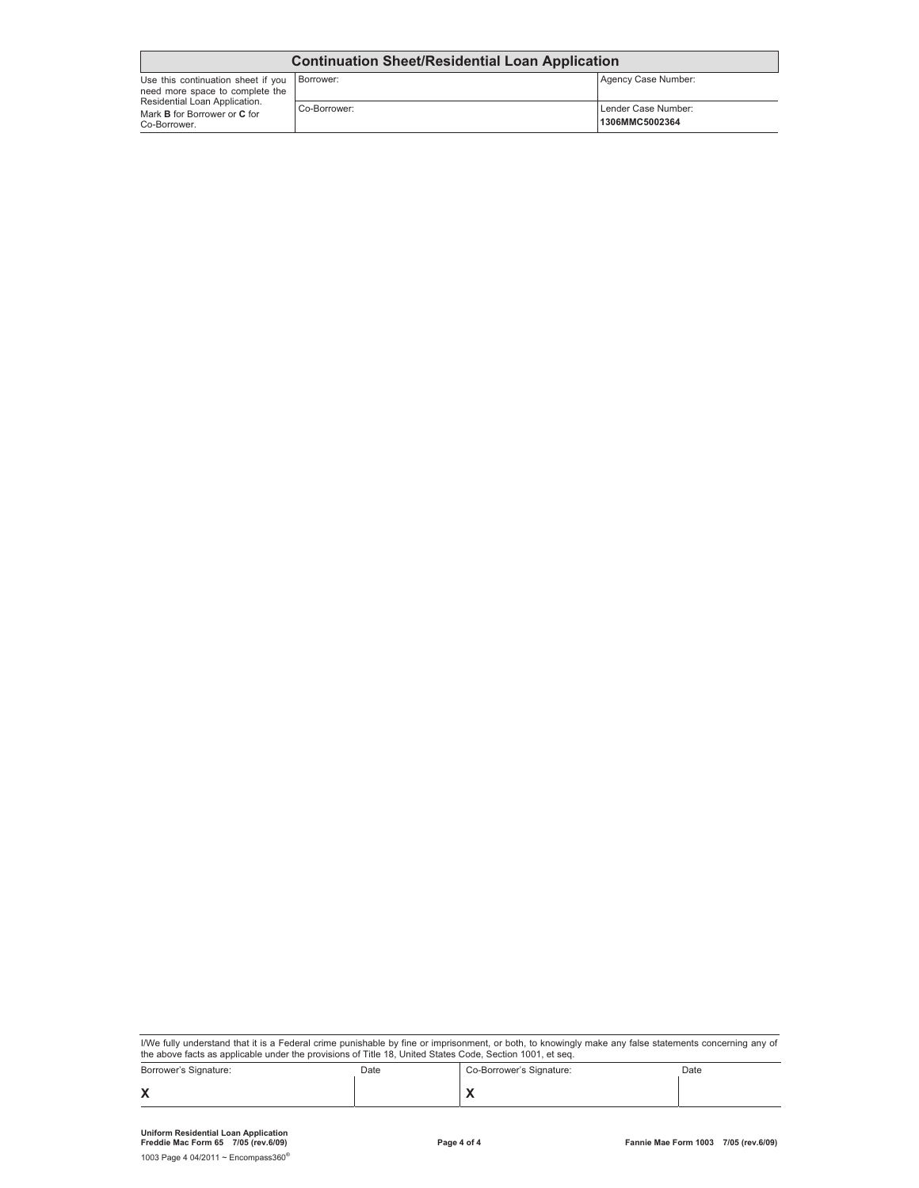## Continuation Sheet/Residential Loan Application

| | | |
|---|---|---|
| Use this continuation sheet if you need more space to complete the Residential Loan Application. Mark **B** for Borrower or **C** for Co-Borrower. | Borrower: | Agency Case Number: |
| | Co-Borrower: | Lender Case Number: **1306MMC5002364** |

I/We fully understand that it is a Federal crime punishable by fine or imprisonment, or both, to knowingly make any false statements concerning any of the above facts as applicable under the provisions of Title 18, United States Code, Section 1001, et seq.

| Borrower's Signature: | Date | Co-Borrower's Signature: | Date |
|---|---|---|---|
| **X** | | **X** | |

**Uniform Residential Loan Application**
**Freddie Mac Form 65 7/05 (rev.6/09)**

**Fannie Mae Form 1003 7/05 (rev.6/09)**

1003 Page 4 04/2011 ~ Encompass360®